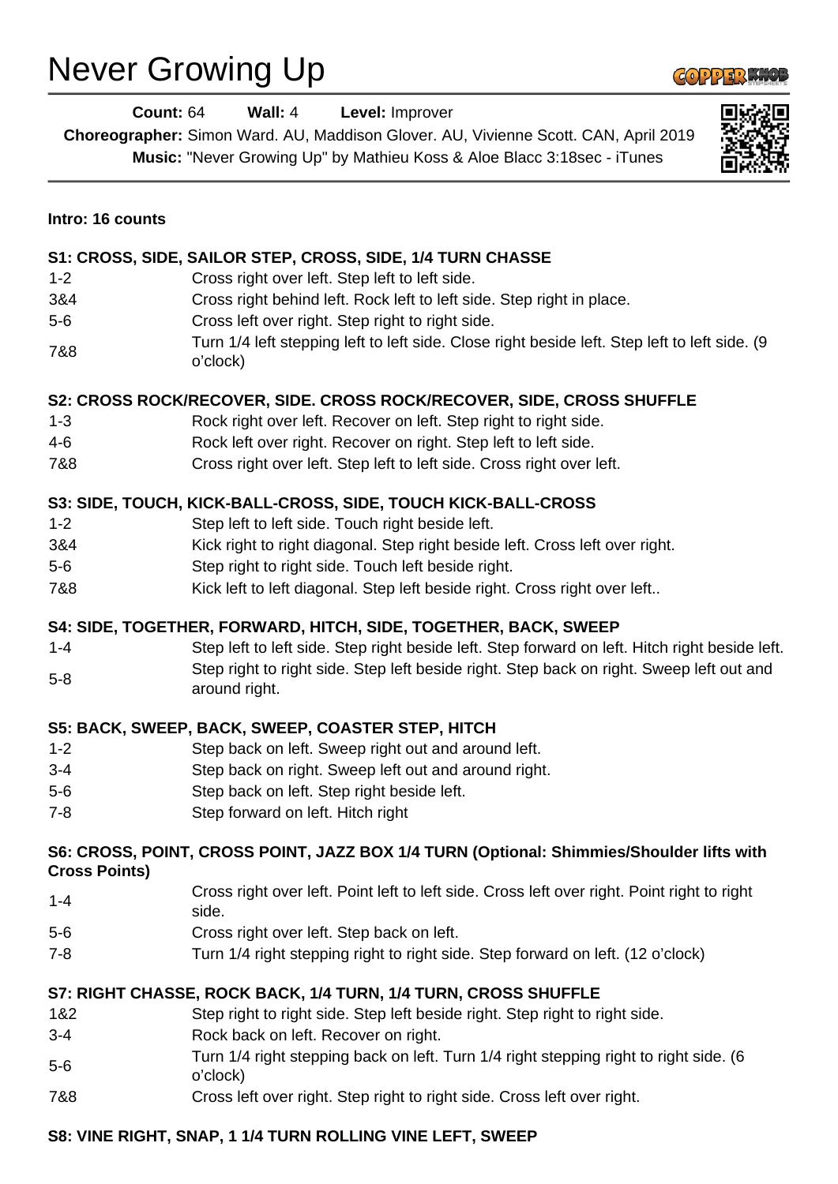# Never Growing Up

**Count:** 64 **Wall:** 4 **Level:** Improver

**Choreographer:** Simon Ward. AU, Maddison Glover. AU, Vivienne Scott. CAN, April 2019

**Music:** "Never Growing Up" by Mathieu Koss & Aloe Blacc 3:18sec - iTunes

**Intro: 16 counts**

**S1: CROSS, SIDE, SAILOR STEP, CROSS, SIDE, 1/4 TURN CHASSE**

| | |
|---|---|
| 1-2 | Cross right over left. Step left to left side. |
| 3&4 | Cross right behind left. Rock left to left side. Step right in place. |
| 5-6 | Cross left over right. Step right to right side. |
| 7&8 | Turn 1/4 left stepping left to left side. Close right beside left. Step left to left side. (9 o'clock) |

**S2: CROSS ROCK/RECOVER, SIDE. CROSS ROCK/RECOVER, SIDE, CROSS SHUFFLE**

| | |
|---|---|
| 1-3 | Rock right over left. Recover on left. Step right to right side. |
| 4-6 | Rock left over right. Recover on right. Step left to left side. |
| 7&8 | Cross right over left. Step left to left side. Cross right over left. |

**S3: SIDE, TOUCH, KICK-BALL-CROSS, SIDE, TOUCH KICK-BALL-CROSS**

| | |
|---|---|
| 1-2 | Step left to left side. Touch right beside left. |
| 3&4 | Kick right to right diagonal. Step right beside left. Cross left over right. |
| 5-6 | Step right to right side. Touch left beside right. |
| 7&8 | Kick left to left diagonal. Step left beside right. Cross right over left.. |

**S4: SIDE, TOGETHER, FORWARD, HITCH, SIDE, TOGETHER, BACK, SWEEP**

| | |
|---|---|
| 1-4 | Step left to left side. Step right beside left. Step forward on left. Hitch right beside left. |
| 5-8 | Step right to right side. Step left beside right. Step back on right. Sweep left out and around right. |

**S5: BACK, SWEEP, BACK, SWEEP, COASTER STEP, HITCH**

| | |
|---|---|
| 1-2 | Step back on left. Sweep right out and around left. |
| 3-4 | Step back on right. Sweep left out and around right. |
| 5-6 | Step back on left. Step right beside left. |
| 7-8 | Step forward on left. Hitch right |

**S6: CROSS, POINT, CROSS POINT, JAZZ BOX 1/4 TURN (Optional: Shimmies/Shoulder lifts with Cross Points)**

| | |
|---|---|
| 1-4 | Cross right over left. Point left to left side. Cross left over right. Point right to right side. |
| 5-6 | Cross right over left. Step back on left. |
| 7-8 | Turn 1/4 right stepping right to right side. Step forward on left. (12 o'clock) |

**S7: RIGHT CHASSE, ROCK BACK, 1/4 TURN, 1/4 TURN, CROSS SHUFFLE**

| | |
|---|---|
| 1&2 | Step right to right side. Step left beside right. Step right to right side. |
| 3-4 | Rock back on left. Recover on right. |
| 5-6 | Turn 1/4 right stepping back on left. Turn 1/4 right stepping right to right side. (6 o'clock) |
| 7&8 | Cross left over right. Step right to right side. Cross left over right. |

**S8: VINE RIGHT, SNAP, 1 1/4 TURN ROLLING VINE LEFT, SWEEP**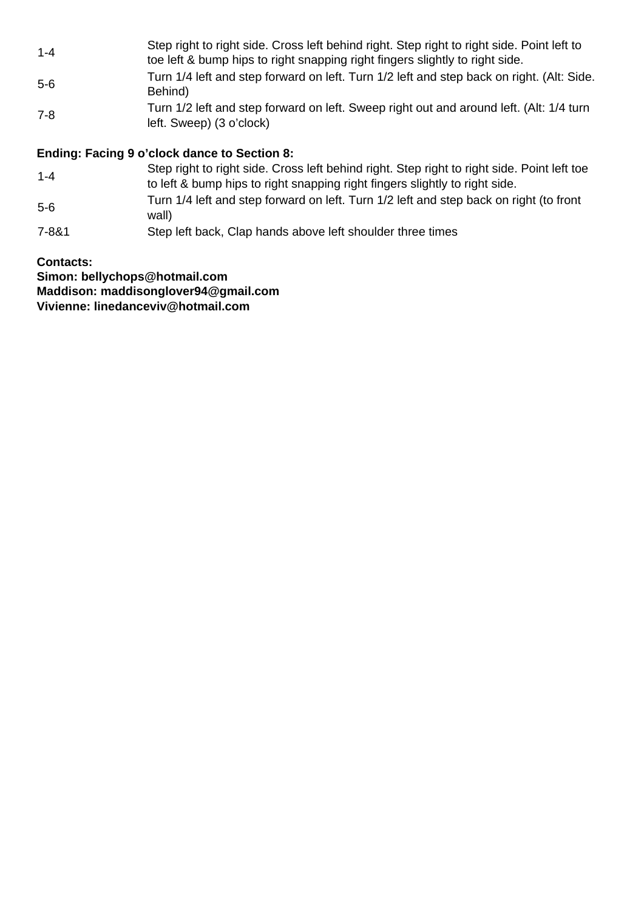| | |
|---|---|
| 1-4 | Step right to right side. Cross left behind right. Step right to right side. Point left to toe left & bump hips to right snapping right fingers slightly to right side. |
| 5-6 | Turn 1/4 left and step forward on left. Turn 1/2 left and step back on right. (Alt: Side. Behind) |
| 7-8 | Turn 1/2 left and step forward on left. Sweep right out and around left. (Alt: 1/4 turn left. Sweep) (3 o'clock) |

**Ending: Facing 9 o'clock dance to Section 8:**

| | |
|---|---|
| 1-4 | Step right to right side. Cross left behind right. Step right to right side. Point left toe to left & bump hips to right snapping right fingers slightly to right side. |
| 5-6 | Turn 1/4 left and step forward on left. Turn 1/2 left and step back on right (to front wall) |
| 7-8&1 | Step left back, Clap hands above left shoulder three times |

**Contacts:**
**Simon: bellychops@hotmail.com**
**Maddison: maddisonglover94@gmail.com**
**Vivienne: linedanceviv@hotmail.com**